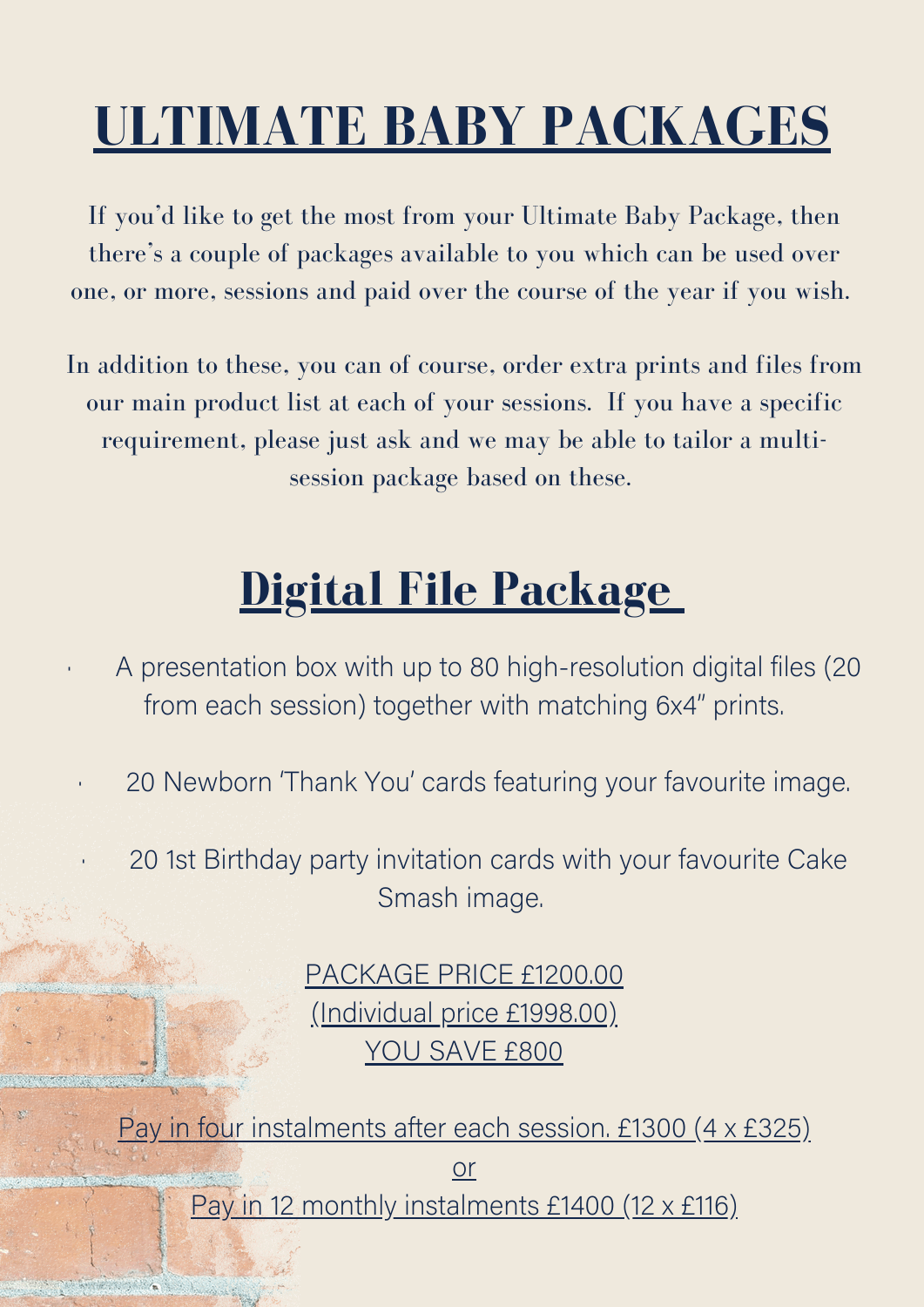# ULTIMATE BABY PACKAGES

If you'd like to get the most from your Ultimate Baby Package, then there's a couple of packages available to you which can be used over one, or more, sessions and paid over the course of the year if you wish.

In addition to these, you can of course, order extra prints and files from our main product list at each of your sessions. If you have a specific requirement, please just ask and we may be able to tailor a multi-session package based on these.

## Digital File Package

- A presentation box with up to 80 high-resolution digital files (20 from each session) together with matching 6x4" prints.
- 20 Newborn 'Thank You' cards featuring your favourite image.
- 20 1st Birthday party invitation cards with your favourite Cake Smash image.

PACKAGE PRICE £1200.00
(Individual price £1998.00)
YOU SAVE £800

Pay in four instalments after each session. £1300 (4 x £325)
or
Pay in 12 monthly instalments £1400 (12 x £116)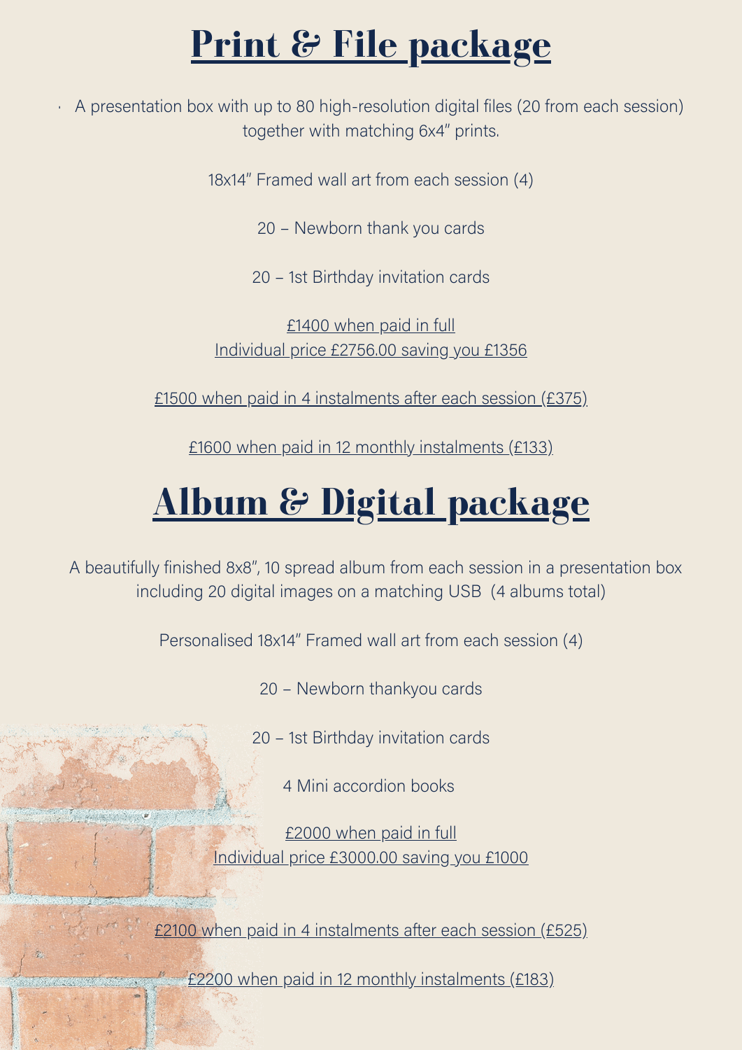# Print & File package

- A presentation box with up to 80 high-resolution digital files (20 from each session) together with matching 6x4" prints.

18x14" Framed wall art from each session (4)

20 – Newborn thank you cards

20 – 1st Birthday invitation cards

£1400 when paid in full
Individual price £2756.00 saving you £1356

£1500 when paid in 4 instalments after each session (£375)

£1600 when paid in 12 monthly instalments (£133)

# Album & Digital package

A beautifully finished 8x8", 10 spread album from each session in a presentation box including 20 digital images on a matching USB (4 albums total)

Personalised 18x14" Framed wall art from each session (4)

20 – Newborn thankyou cards

20 – 1st Birthday invitation cards

4 Mini accordion books

£2000 when paid in full
Individual price £3000.00 saving you £1000

£2100 when paid in 4 instalments after each session (£525)

£2200 when paid in 12 monthly instalments (£183)